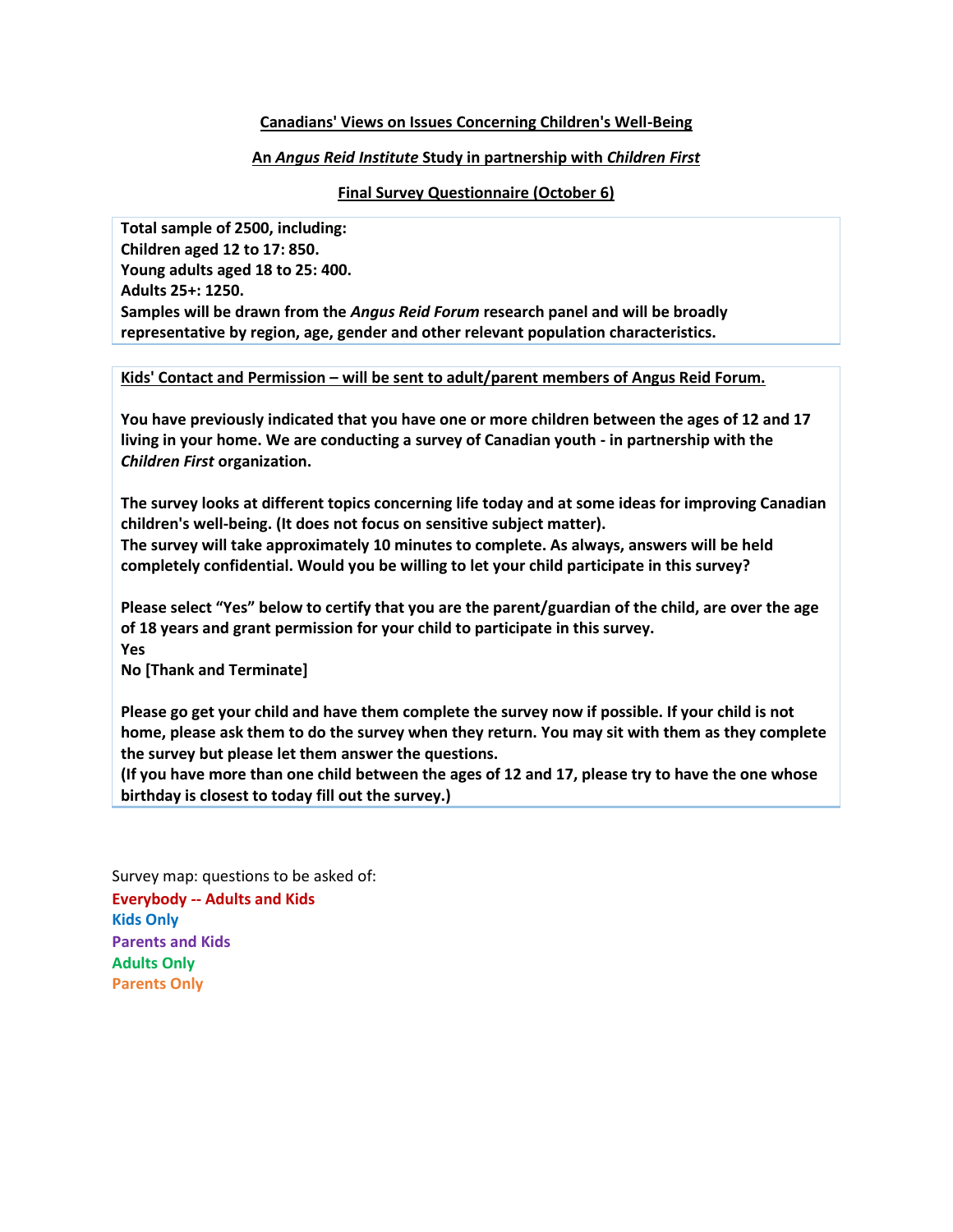**Canadians' Views on Issues Concerning Children's Well-Being**

**An *Angus Reid Institute* Study in partnership with *Children First***

**Final Survey Questionnaire (October 6)**

**Total sample of 2500, including:**
**Children aged 12 to 17: 850.**
**Young adults aged 18 to 25: 400.**
**Adults 25+: 1250.**
**Samples will be drawn from the *Angus Reid Forum* research panel and will be broadly representative by region, age, gender and other relevant population characteristics.**

**Kids' Contact and Permission – will be sent to adult/parent members of Angus Reid Forum.**

**You have previously indicated that you have one or more children between the ages of 12 and 17 living in your home. We are conducting a survey of Canadian youth - in partnership with the *Children First* organization.**

**The survey looks at different topics concerning life today and at some ideas for improving Canadian children's well-being. (It does not focus on sensitive subject matter).**
**The survey will take approximately 10 minutes to complete. As always, answers will be held completely confidential. Would you be willing to let your child participate in this survey?**

**Please select "Yes" below to certify that you are the parent/guardian of the child, are over the age of 18 years and grant permission for your child to participate in this survey.**
**Yes**
**No [Thank and Terminate]**

**Please go get your child and have them complete the survey now if possible. If your child is not home, please ask them to do the survey when they return. You may sit with them as they complete the survey but please let them answer the questions.**
**(If you have more than one child between the ages of 12 and 17, please try to have the one whose birthday is closest to today fill out the survey.)**

Survey map: questions to be asked of:
**Everybody -- Adults and Kids**
**Kids Only**
**Parents and Kids**
**Adults Only**
**Parents Only**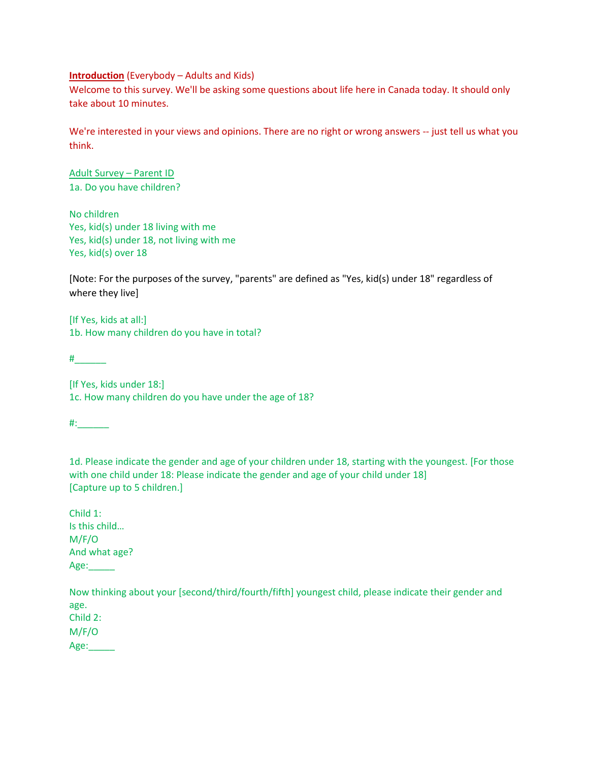**Introduction** (Everybody – Adults and Kids)
Welcome to this survey. We'll be asking some questions about life here in Canada today. It should only take about 10 minutes.

We're interested in your views and opinions. There are no right or wrong answers -- just tell us what you think.

Adult Survey – Parent ID
1a. Do you have children?

No children
Yes, kid(s) under 18 living with me
Yes, kid(s) under 18, not living with me
Yes, kid(s) over 18

[Note: For the purposes of the survey, "parents" are defined as "Yes, kid(s) under 18" regardless of where they live]

[If Yes, kids at all:]
1b. How many children do you have in total?

#______

[If Yes, kids under 18:]
1c. How many children do you have under the age of 18?

#:______

1d. Please indicate the gender and age of your children under 18, starting with the youngest. [For those with one child under 18: Please indicate the gender and age of your child under 18]
[Capture up to 5 children.]

Child 1:
Is this child…
M/F/O
And what age?
Age:_____

Now thinking about your [second/third/fourth/fifth] youngest child, please indicate their gender and age.
Child 2:
M/F/O
Age:_____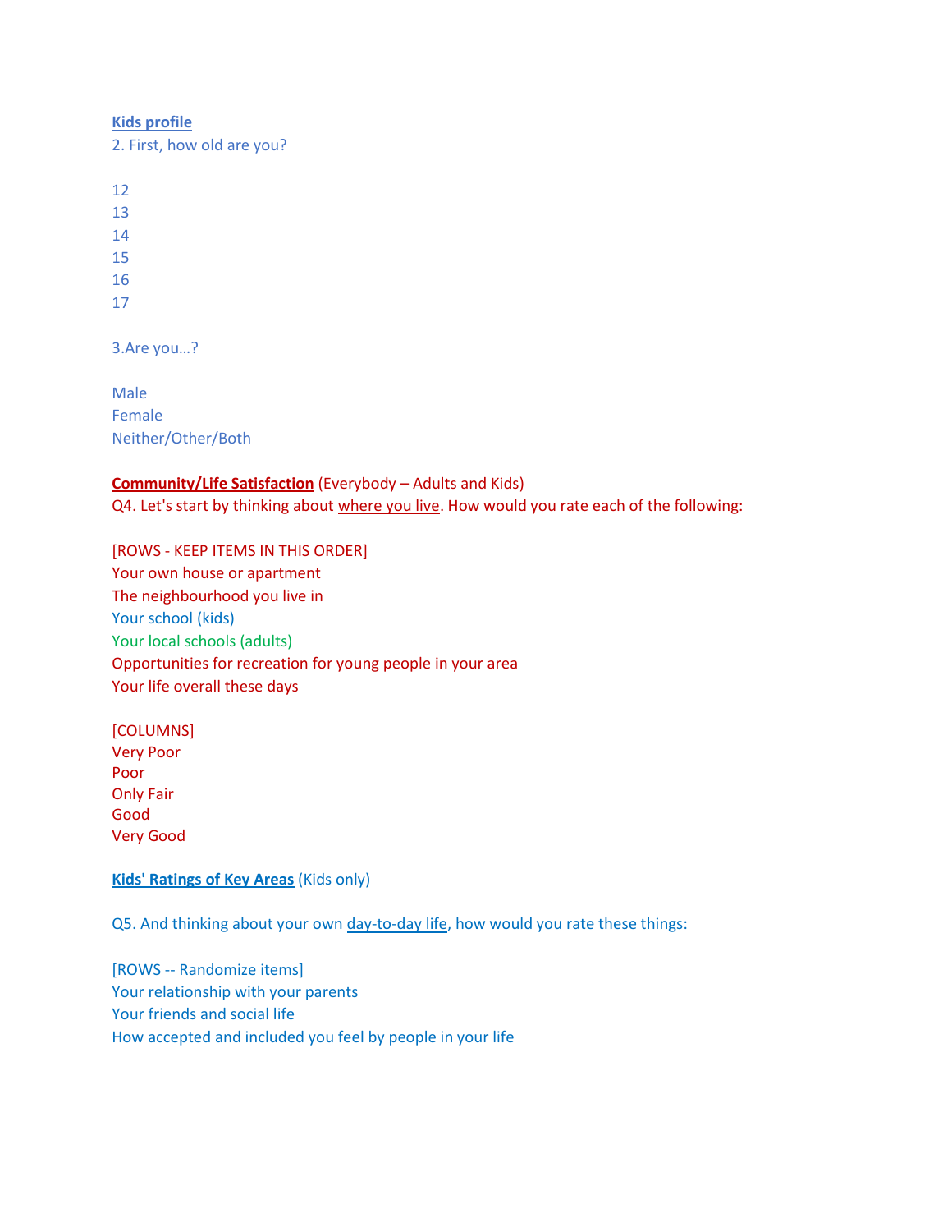**Kids profile**

2. First, how old are you?

12
13
14
15
16
17

3.Are you…?

Male
Female
Neither/Other/Both

**Community/Life Satisfaction** (Everybody – Adults and Kids)

Q4. Let's start by thinking about where you live. How would you rate each of the following:

[ROWS - KEEP ITEMS IN THIS ORDER]
Your own house or apartment
The neighbourhood you live in
Your school (kids)
Your local schools (adults)
Opportunities for recreation for young people in your area
Your life overall these days

[COLUMNS]
Very Poor
Poor
Only Fair
Good
Very Good

**Kids' Ratings of Key Areas** (Kids only)

Q5. And thinking about your own day-to-day life, how would you rate these things:

[ROWS -- Randomize items]
Your relationship with your parents
Your friends and social life
How accepted and included you feel by people in your life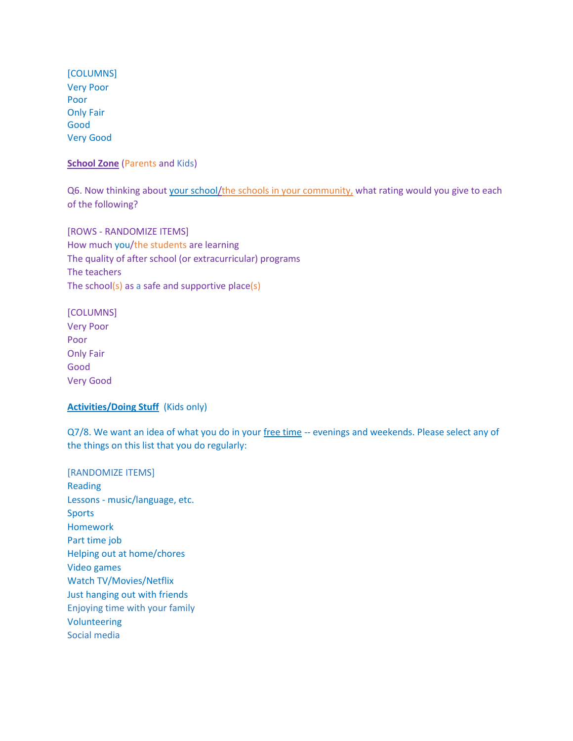[COLUMNS]
Very Poor
Poor
Only Fair
Good
Very Good

**<u>School Zone</u>** (Parents and Kids)

Q6. Now thinking about <u>your school</u>/<u>the schools in your community,</u> what rating would you give to each of the following?

[ROWS - RANDOMIZE ITEMS]
How much you/the students are learning
The quality of after school (or extracurricular) programs
The teachers
The school(s) as a safe and supportive place(s)

[COLUMNS]
Very Poor
Poor
Only Fair
Good
Very Good

**<u>Activities/Doing Stuff</u>** (Kids only)

Q7/8. We want an idea of what you do in your <u>free time</u> -- evenings and weekends. Please select any of the things on this list that you do regularly:

[RANDOMIZE ITEMS]
Reading
Lessons - music/language, etc.
Sports
Homework
Part time job
Helping out at home/chores
Video games
Watch TV/Movies/Netflix
Just hanging out with friends
Enjoying time with your family
Volunteering
Social media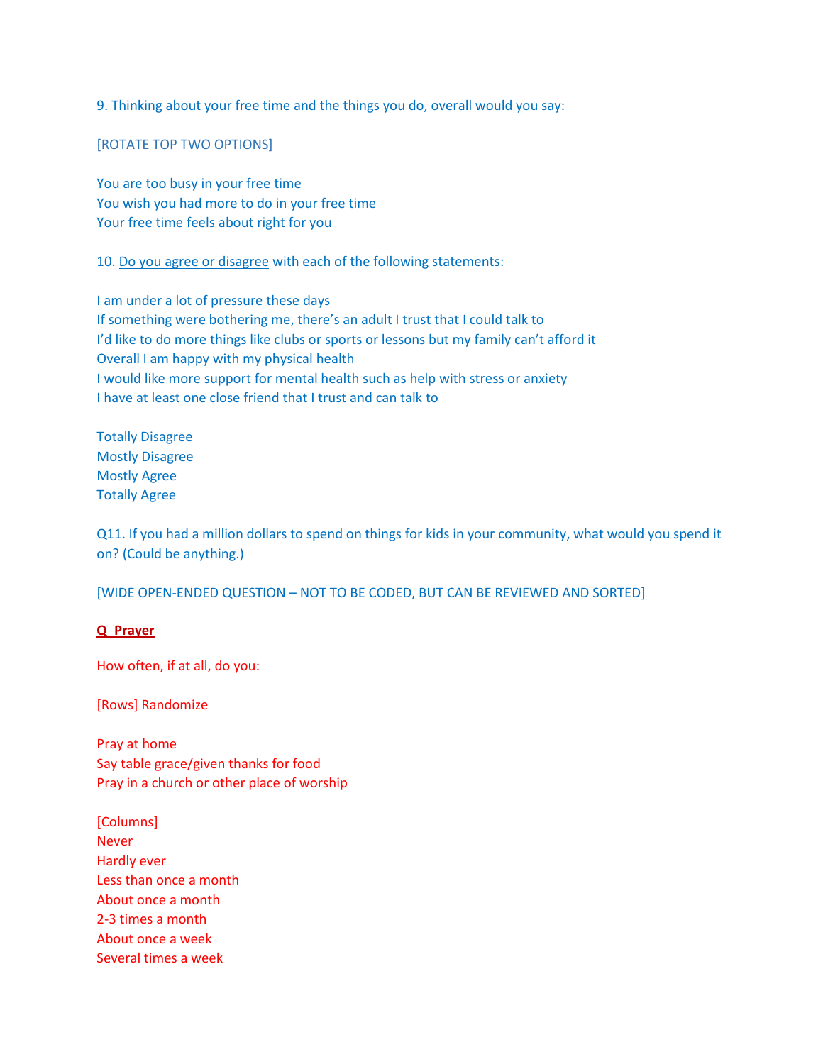9. Thinking about your free time and the things you do, overall would you say:

[ROTATE TOP TWO OPTIONS]

You are too busy in your free time
You wish you had more to do in your free time
Your free time feels about right for you

10. <u>Do you agree or disagree</u> with each of the following statements:

I am under a lot of pressure these days
If something were bothering me, there's an adult I trust that I could talk to
I'd like to do more things like clubs or sports or lessons but my family can't afford it
Overall I am happy with my physical health
I would like more support for mental health such as help with stress or anxiety
I have at least one close friend that I trust and can talk to

Totally Disagree
Mostly Disagree
Mostly Agree
Totally Agree

Q11. If you had a million dollars to spend on things for kids in your community, what would you spend it on? (Could be anything.)

[WIDE OPEN-ENDED QUESTION – NOT TO BE CODED, BUT CAN BE REVIEWED AND SORTED]

**<u>Q Prayer</u>**

How often, if at all, do you:

[Rows] Randomize

Pray at home
Say table grace/given thanks for food
Pray in a church or other place of worship

[Columns]
Never
Hardly ever
Less than once a month
About once a month
2-3 times a month
About once a week
Several times a week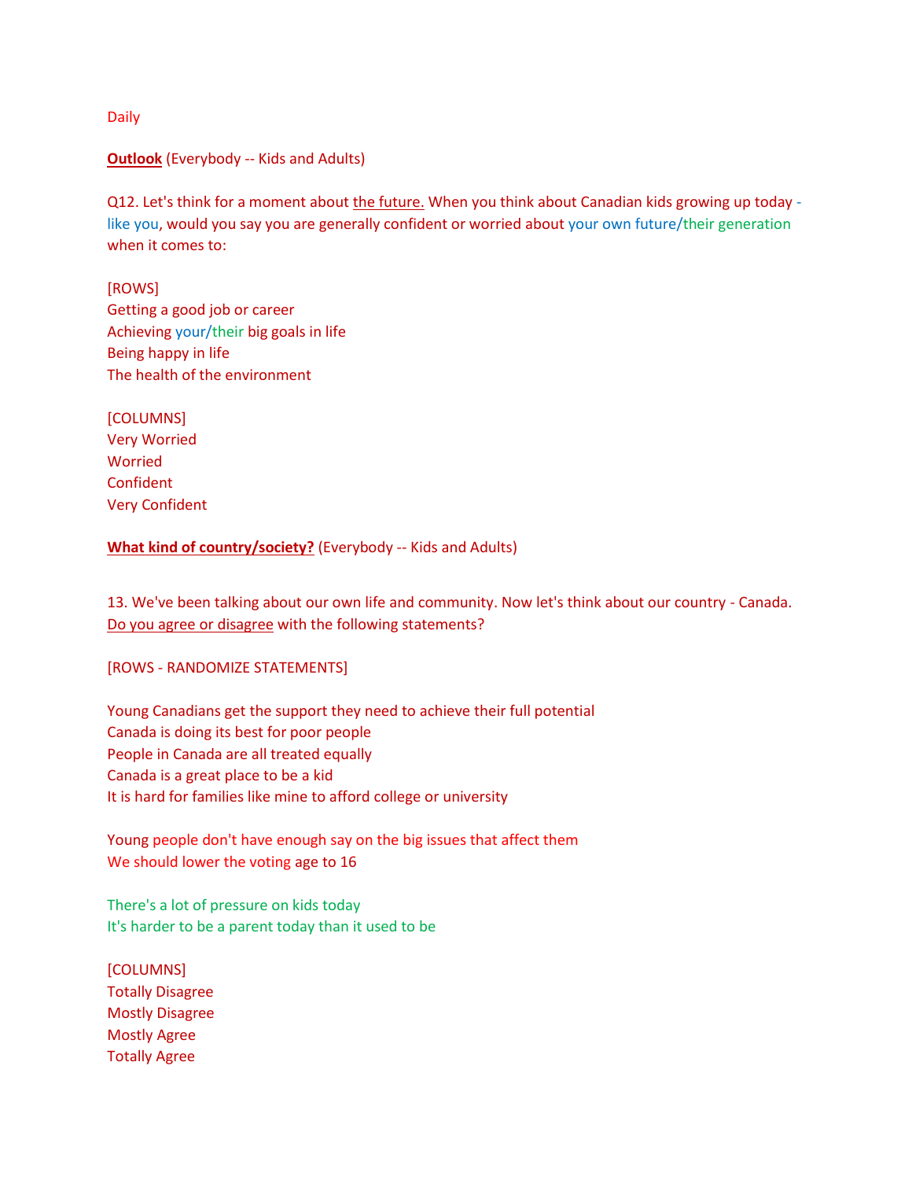Daily

**Outlook** (Everybody -- Kids and Adults)

Q12. Let's think for a moment about the future. When you think about Canadian kids growing up today - like you, would you say you are generally confident or worried about your own future/their generation when it comes to:

[ROWS]
Getting a good job or career
Achieving your/their big goals in life
Being happy in life
The health of the environment

[COLUMNS]
Very Worried
Worried
Confident
Very Confident

**What kind of country/society?** (Everybody -- Kids and Adults)

13. We've been talking about our own life and community. Now let's think about our country - Canada. Do you agree or disagree with the following statements?

[ROWS - RANDOMIZE STATEMENTS]

Young Canadians get the support they need to achieve their full potential
Canada is doing its best for poor people
People in Canada are all treated equally
Canada is a great place to be a kid
It is hard for families like mine to afford college or university

Young people don't have enough say on the big issues that affect them
We should lower the voting age to 16

There's a lot of pressure on kids today
It's harder to be a parent today than it used to be

[COLUMNS]
Totally Disagree
Mostly Disagree
Mostly Agree
Totally Agree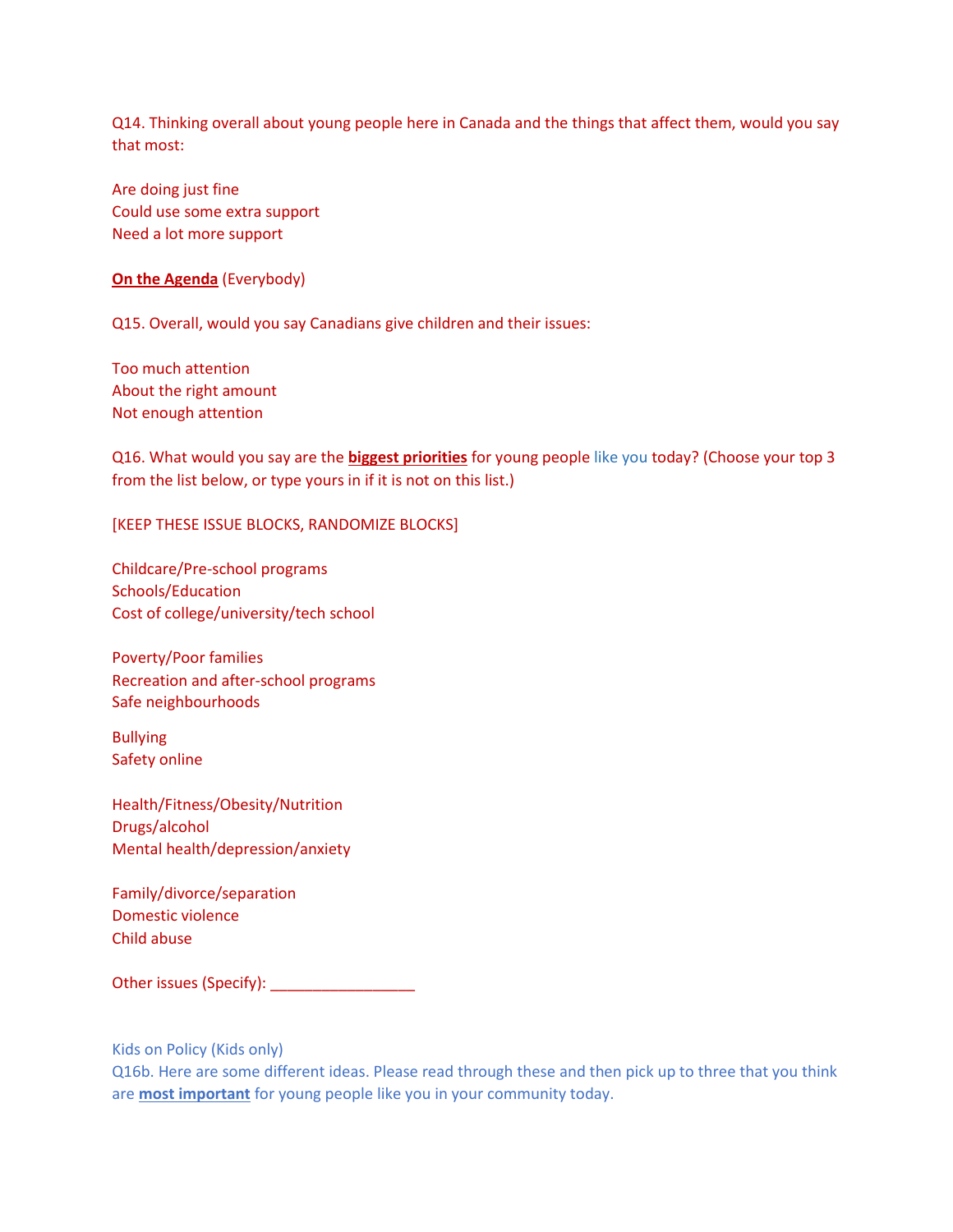Q14. Thinking overall about young people here in Canada and the things that affect them, would you say that most:

Are doing just fine
Could use some extra support
Need a lot more support

**On the Agenda** (Everybody)

Q15. Overall, would you say Canadians give children and their issues:

Too much attention
About the right amount
Not enough attention

Q16. What would you say are the **biggest priorities** for young people like you today? (Choose your top 3 from the list below, or type yours in if it is not on this list.)

[KEEP THESE ISSUE BLOCKS, RANDOMIZE BLOCKS]

Childcare/Pre-school programs
Schools/Education
Cost of college/university/tech school

Poverty/Poor families
Recreation and after-school programs
Safe neighbourhoods

Bullying
Safety online

Health/Fitness/Obesity/Nutrition
Drugs/alcohol
Mental health/depression/anxiety

Family/divorce/separation
Domestic violence
Child abuse

Other issues (Specify): _________________

Kids on Policy (Kids only)
Q16b. Here are some different ideas. Please read through these and then pick up to three that you think are **most important** for young people like you in your community today.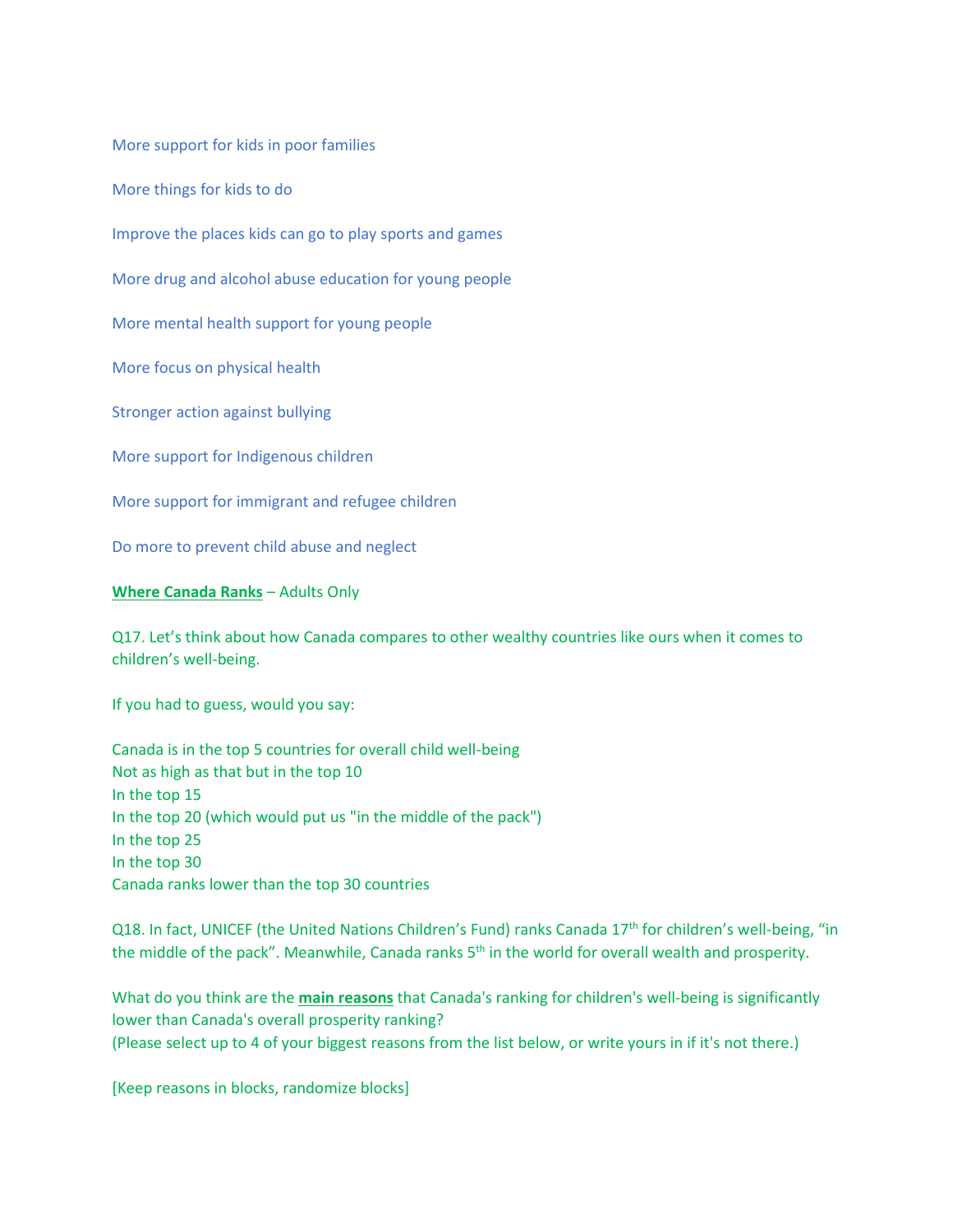More support for kids in poor families

More things for kids to do

Improve the places kids can go to play sports and games

More drug and alcohol abuse education for young people

More mental health support for young people

More focus on physical health

Stronger action against bullying

More support for Indigenous children

More support for immigrant and refugee children

Do more to prevent child abuse and neglect

**Where Canada Ranks** – Adults Only

Q17. Let's think about how Canada compares to other wealthy countries like ours when it comes to children's well-being.

If you had to guess, would you say:

Canada is in the top 5 countries for overall child well-being
Not as high as that but in the top 10
In the top 15
In the top 20 (which would put us "in the middle of the pack")
In the top 25
In the top 30
Canada ranks lower than the top 30 countries

Q18. In fact, UNICEF (the United Nations Children's Fund) ranks Canada 17th for children's well-being, "in the middle of the pack". Meanwhile, Canada ranks 5th in the world for overall wealth and prosperity.

What do you think are the **main reasons** that Canada's ranking for children's well-being is significantly lower than Canada's overall prosperity ranking?
(Please select up to 4 of your biggest reasons from the list below, or write yours in if it's not there.)

[Keep reasons in blocks, randomize blocks]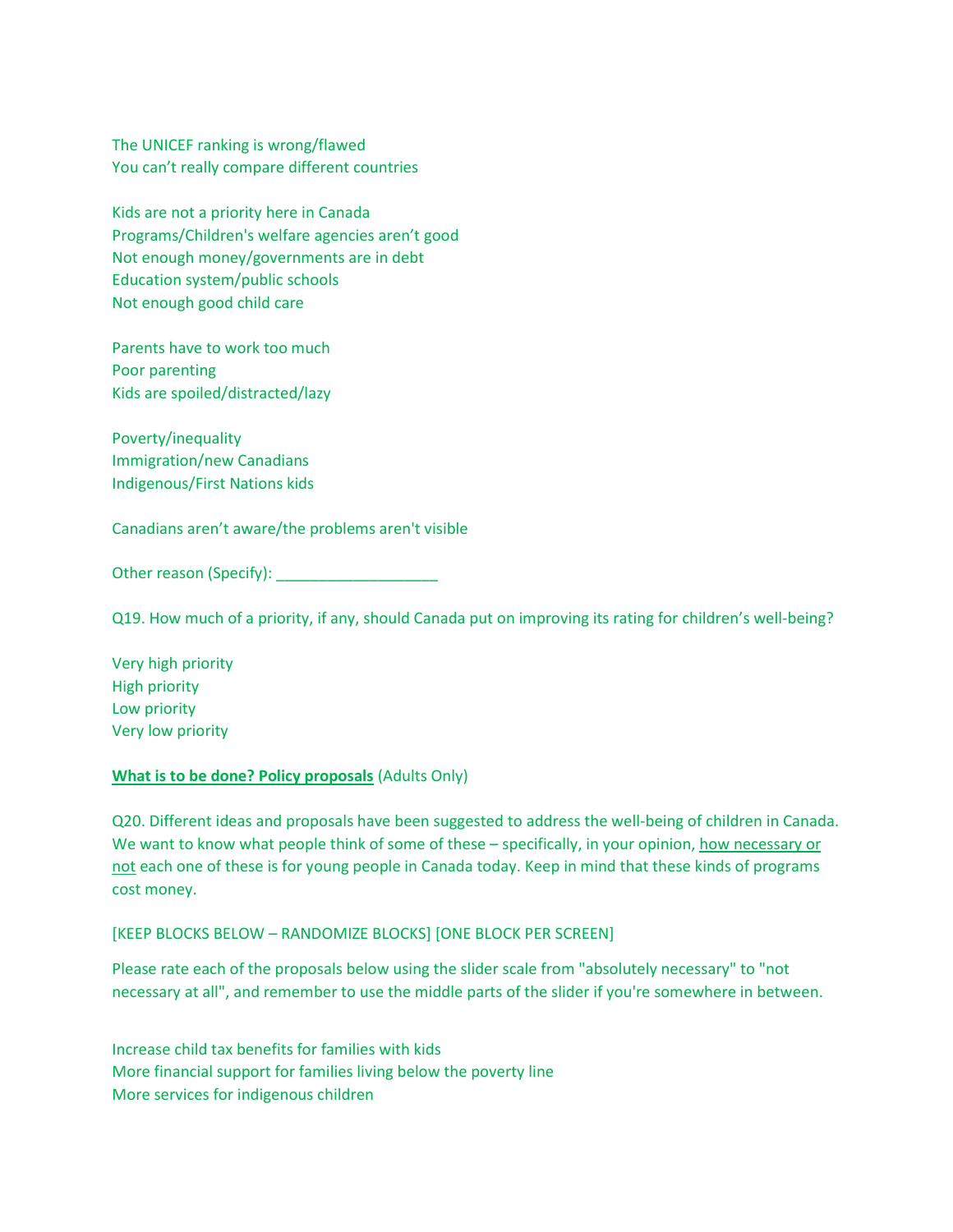The UNICEF ranking is wrong/flawed
You can't really compare different countries

Kids are not a priority here in Canada
Programs/Children's welfare agencies aren't good
Not enough money/governments are in debt
Education system/public schools
Not enough good child care

Parents have to work too much
Poor parenting
Kids are spoiled/distracted/lazy

Poverty/inequality
Immigration/new Canadians
Indigenous/First Nations kids

Canadians aren't aware/the problems aren't visible

Other reason (Specify): ___________________

Q19. How much of a priority, if any, should Canada put on improving its rating for children's well-being?

Very high priority
High priority
Low priority
Very low priority

**What is to be done? Policy proposals** (Adults Only)

Q20. Different ideas and proposals have been suggested to address the well-being of children in Canada. We want to know what people think of some of these – specifically, in your opinion, how necessary or not each one of these is for young people in Canada today. Keep in mind that these kinds of programs cost money.

[KEEP BLOCKS BELOW – RANDOMIZE BLOCKS] [ONE BLOCK PER SCREEN]

Please rate each of the proposals below using the slider scale from "absolutely necessary" to "not necessary at all", and remember to use the middle parts of the slider if you're somewhere in between.

Increase child tax benefits for families with kids
More financial support for families living below the poverty line
More services for indigenous children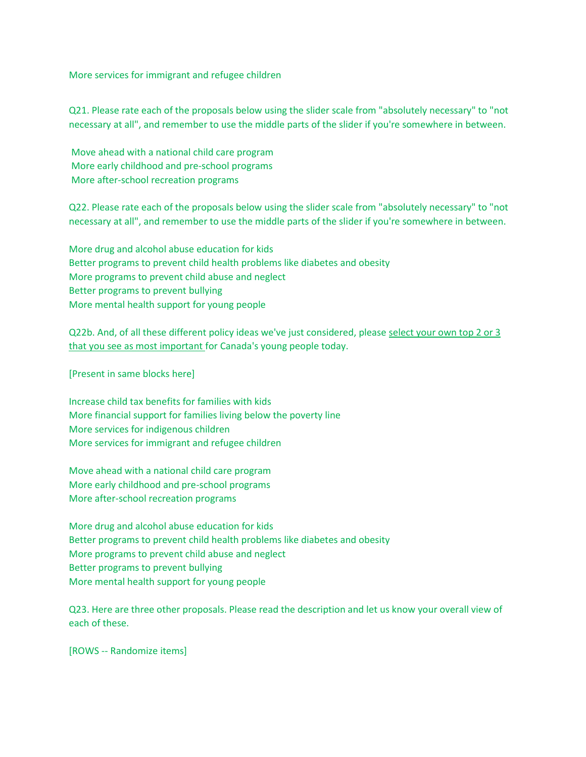More services for immigrant and refugee children

Q21. Please rate each of the proposals below using the slider scale from "absolutely necessary" to "not necessary at all", and remember to use the middle parts of the slider if you're somewhere in between.

Move ahead with a national child care program
More early childhood and pre-school programs
More after-school recreation programs

Q22. Please rate each of the proposals below using the slider scale from "absolutely necessary" to "not necessary at all", and remember to use the middle parts of the slider if you're somewhere in between.

More drug and alcohol abuse education for kids
Better programs to prevent child health problems like diabetes and obesity
More programs to prevent child abuse and neglect
Better programs to prevent bullying
More mental health support for young people

Q22b. And, of all these different policy ideas we've just considered, please <u>select your own top 2 or 3 that you see as most important</u> for Canada's young people today.

[Present in same blocks here]

Increase child tax benefits for families with kids
More financial support for families living below the poverty line
More services for indigenous children
More services for immigrant and refugee children

Move ahead with a national child care program
More early childhood and pre-school programs
More after-school recreation programs

More drug and alcohol abuse education for kids
Better programs to prevent child health problems like diabetes and obesity
More programs to prevent child abuse and neglect
Better programs to prevent bullying
More mental health support for young people

Q23. Here are three other proposals. Please read the description and let us know your overall view of each of these.

[ROWS -- Randomize items]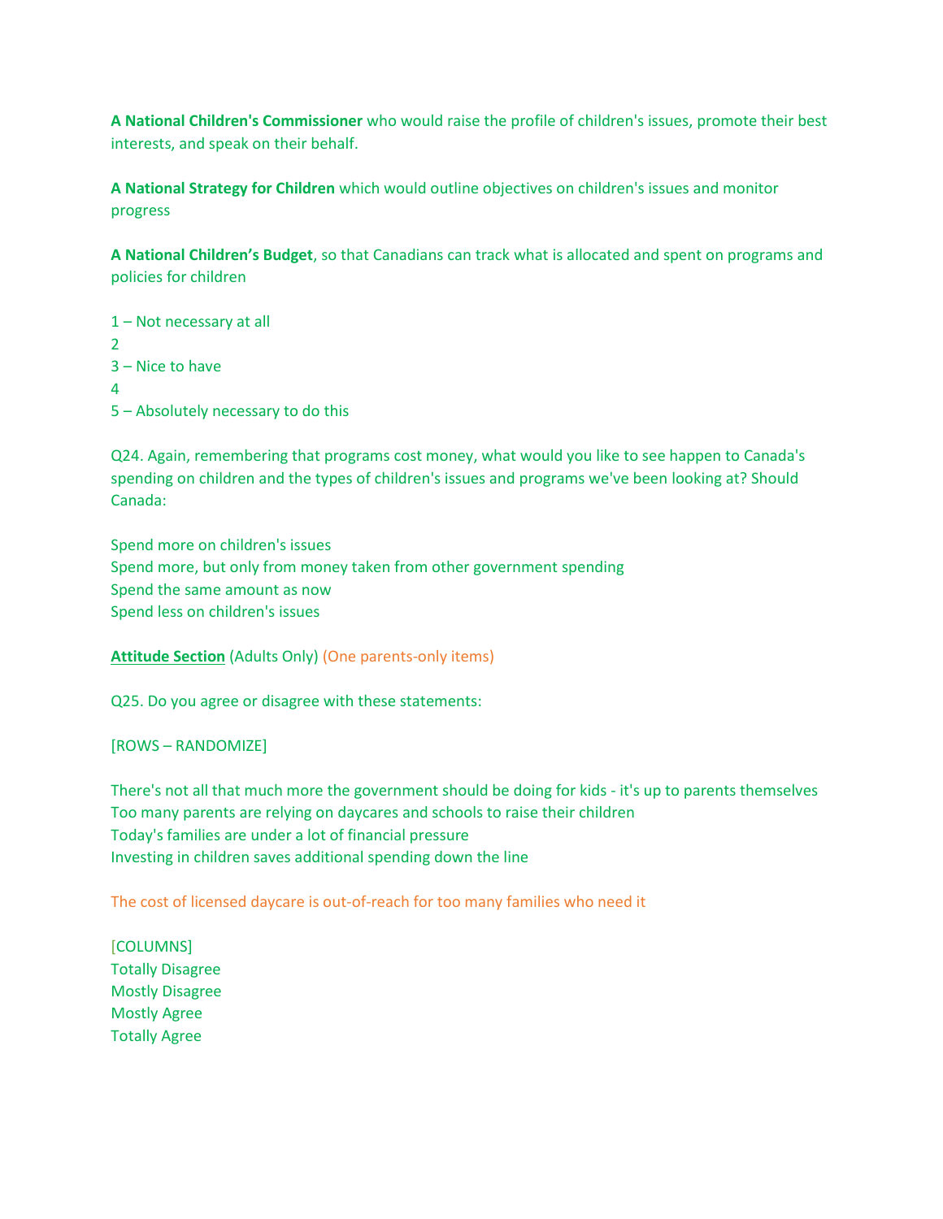**A National Children's Commissioner** who would raise the profile of children's issues, promote their best interests, and speak on their behalf.

**A National Strategy for Children** which would outline objectives on children's issues and monitor progress

**A National Children's Budget**, so that Canadians can track what is allocated and spent on programs and policies for children

1 – Not necessary at all
2
3 – Nice to have
4
5 – Absolutely necessary to do this

Q24. Again, remembering that programs cost money, what would you like to see happen to Canada's spending on children and the types of children's issues and programs we've been looking at? Should Canada:

Spend more on children's issues
Spend more, but only from money taken from other government spending
Spend the same amount as now
Spend less on children's issues

**Attitude Section** (Adults Only) (One parents-only items)

Q25. Do you agree or disagree with these statements:

[ROWS – RANDOMIZE]

There's not all that much more the government should be doing for kids - it's up to parents themselves
Too many parents are relying on daycares and schools to raise their children
Today's families are under a lot of financial pressure
Investing in children saves additional spending down the line

The cost of licensed daycare is out-of-reach for too many families who need it

[COLUMNS]
Totally Disagree
Mostly Disagree
Mostly Agree
Totally Agree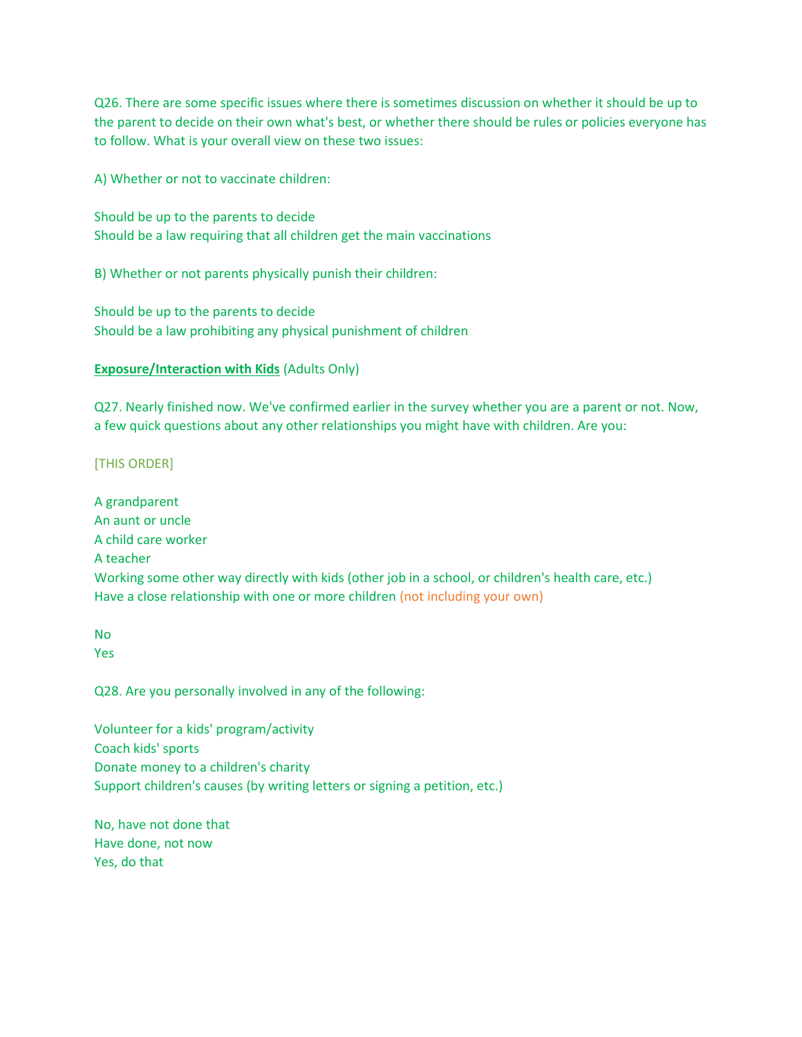Q26. There are some specific issues where there is sometimes discussion on whether it should be up to the parent to decide on their own what's best, or whether there should be rules or policies everyone has to follow. What is your overall view on these two issues:

A) Whether or not to vaccinate children:

Should be up to the parents to decide
Should be a law requiring that all children get the main vaccinations

B) Whether or not parents physically punish their children:

Should be up to the parents to decide
Should be a law prohibiting any physical punishment of children

**Exposure/Interaction with Kids** (Adults Only)

Q27. Nearly finished now. We've confirmed earlier in the survey whether you are a parent or not. Now, a few quick questions about any other relationships you might have with children. Are you:

[THIS ORDER]

A grandparent
An aunt or uncle
A child care worker
A teacher
Working some other way directly with kids (other job in a school, or children's health care, etc.)
Have a close relationship with one or more children (not including your own)

No
Yes

Q28. Are you personally involved in any of the following:

Volunteer for a kids' program/activity
Coach kids' sports
Donate money to a children's charity
Support children's causes (by writing letters or signing a petition, etc.)

No, have not done that
Have done, not now
Yes, do that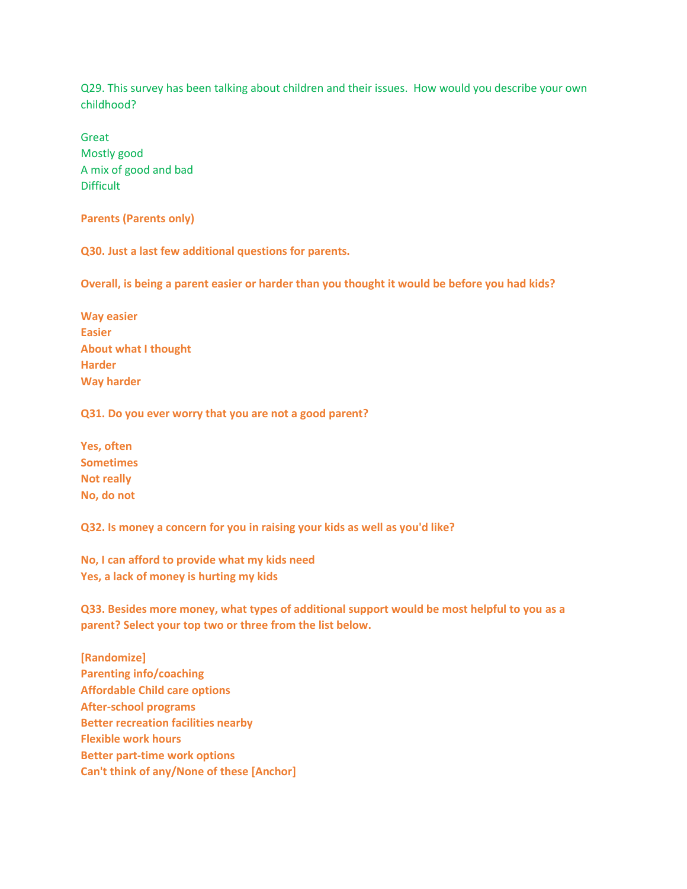Q29. This survey has been talking about children and their issues.  How would you describe your own childhood?

Great
Mostly good
A mix of good and bad
Difficult

**Parents (Parents only)**

**Q30. Just a last few additional questions for parents.**

**Overall, is being a parent easier or harder than you thought it would be before you had kids?**

**Way easier**
**Easier**
**About what I thought**
**Harder**
**Way harder**

**Q31. Do you ever worry that you are not a good parent?**

**Yes, often**
**Sometimes**
**Not really**
**No, do not**

**Q32. Is money a concern for you in raising your kids as well as you'd like?**

**No, I can afford to provide what my kids need**
**Yes, a lack of money is hurting my kids**

**Q33. Besides more money, what types of additional support would be most helpful to you as a parent? Select your top two or three from the list below.**

**[Randomize]**
**Parenting info/coaching**
**Affordable Child care options**
**After-school programs**
**Better recreation facilities nearby**
**Flexible work hours**
**Better part-time work options**
**Can't think of any/None of these [Anchor]**